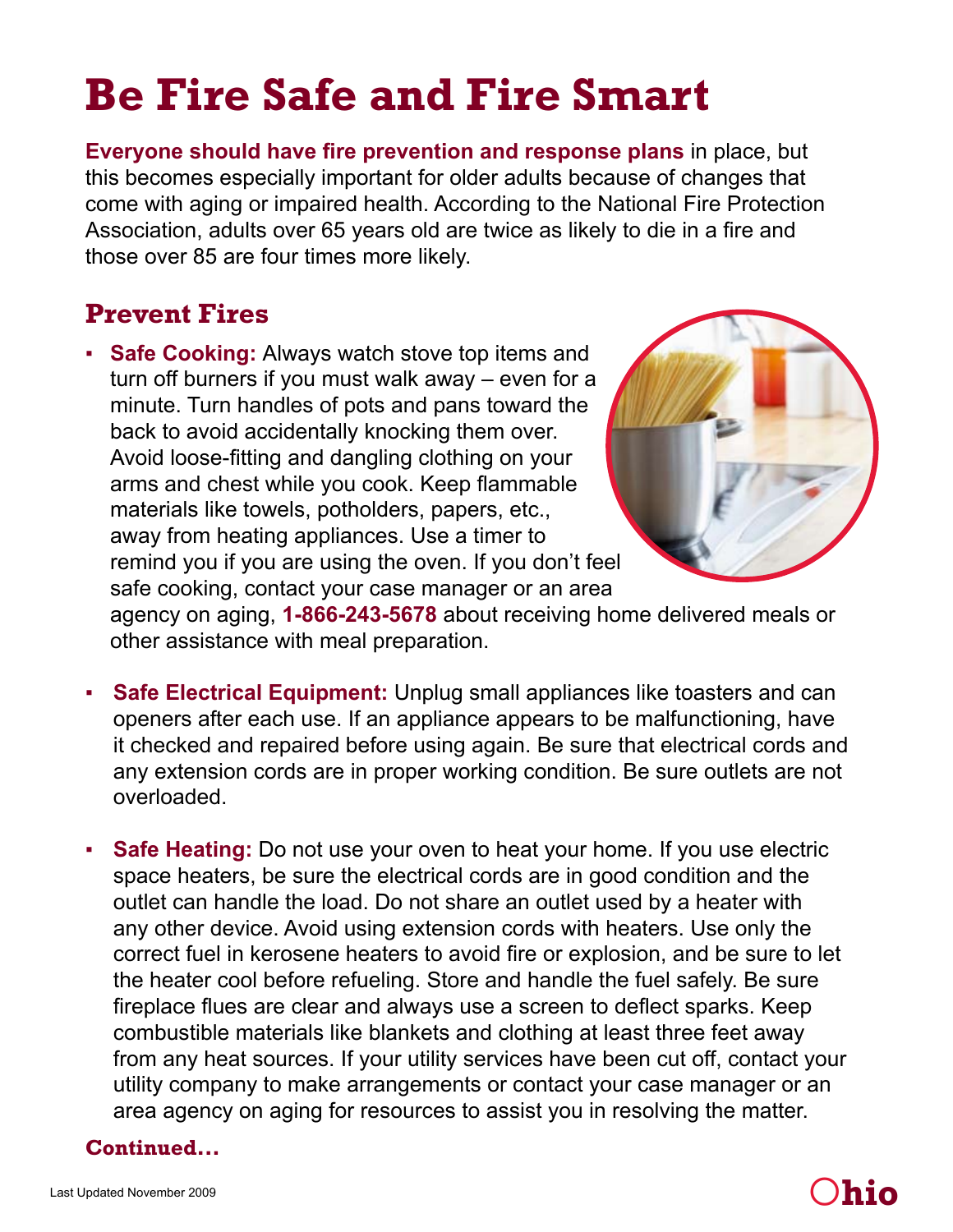# Be Fire Safe and Fire Smart

**Everyone should have fire prevention and response plans** in place, but this becomes especially important for older adults because of changes that come with aging or impaired health. According to the National Fire Protection Association, adults over 65 years old are twice as likely to die in a fire and those over 85 are four times more likely.

## Prevent Fires

- **Safe Cooking:** Always watch stove top items and turn off burners if you must walk away – even for a minute. Turn handles of pots and pans toward the back to avoid accidentally knocking them over. Avoid loose-fitting and dangling clothing on your arms and chest while you cook. Keep flammable materials like towels, potholders, papers, etc., away from heating appliances. Use a timer to remind you if you are using the oven. If you don't feel safe cooking, contact your case manager or an area agency on aging, **1-866-243-5678** about receiving home delivered meals or other assistance with meal preparation.

- **Safe Electrical Equipment:** Unplug small appliances like toasters and can openers after each use. If an appliance appears to be malfunctioning, have it checked and repaired before using again. Be sure that electrical cords and any extension cords are in proper working condition. Be sure outlets are not overloaded.

- **Safe Heating:** Do not use your oven to heat your home. If you use electric space heaters, be sure the electrical cords are in good condition and the outlet can handle the load. Do not share an outlet used by a heater with any other device. Avoid using extension cords with heaters. Use only the correct fuel in kerosene heaters to avoid fire or explosion, and be sure to let the heater cool before refueling. Store and handle the fuel safely. Be sure fireplace flues are clear and always use a screen to deflect sparks. Keep combustible materials like blankets and clothing at least three feet away from any heat sources. If your utility services have been cut off, contact your utility company to make arrangements or contact your case manager or an area agency on aging for resources to assist you in resolving the matter.

**Continued...**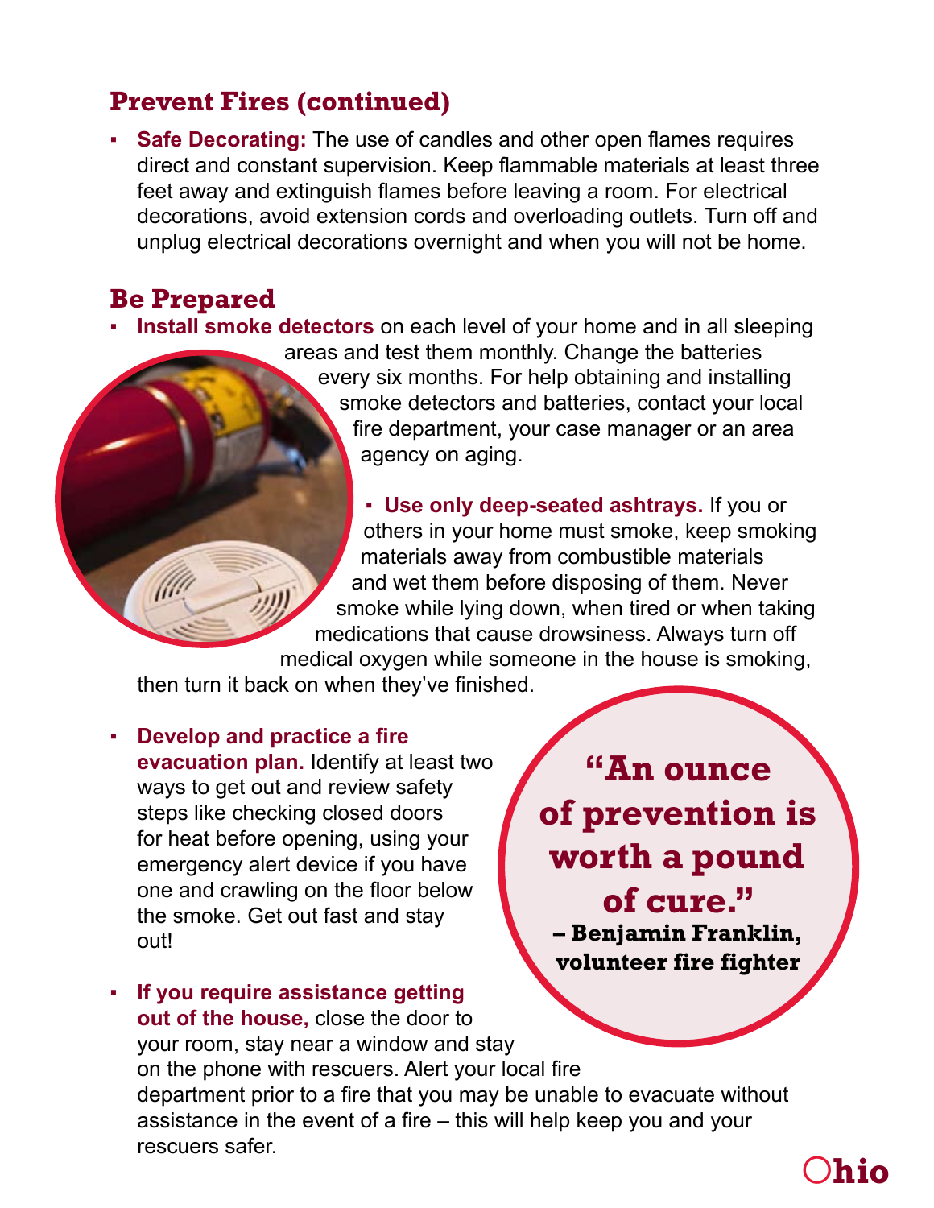## Prevent Fires (continued)

- **Safe Decorating:** The use of candles and other open flames requires direct and constant supervision. Keep flammable materials at least three feet away and extinguish flames before leaving a room. For electrical decorations, avoid extension cords and overloading outlets. Turn off and unplug electrical decorations overnight and when you will not be home.

## Be Prepared

- **Install smoke detectors** on each level of your home and in all sleeping areas and test them monthly. Change the batteries every six months. For help obtaining and installing smoke detectors and batteries, contact your local fire department, your case manager or an area agency on aging.
- **Use only deep-seated ashtrays.** If you or others in your home must smoke, keep smoking materials away from combustible materials and wet them before disposing of them. Never smoke while lying down, when tired or when taking medications that cause drowsiness. Always turn off medical oxygen while someone in the house is smoking, then turn it back on when they've finished.
- **Develop and practice a fire evacuation plan.** Identify at least two ways to get out and review safety steps like checking closed doors for heat before opening, using your emergency alert device if you have one and crawling on the floor below the smoke. Get out fast and stay out!
- **If you require assistance getting out of the house,** close the door to your room, stay near a window and stay on the phone with rescuers. Alert your local fire department prior to a fire that you may be unable to evacuate without assistance in the event of a fire – this will help keep you and your rescuers safer.

> **"An ounce of prevention is worth a pound of cure."**
> **– Benjamin Franklin, volunteer fire fighter**